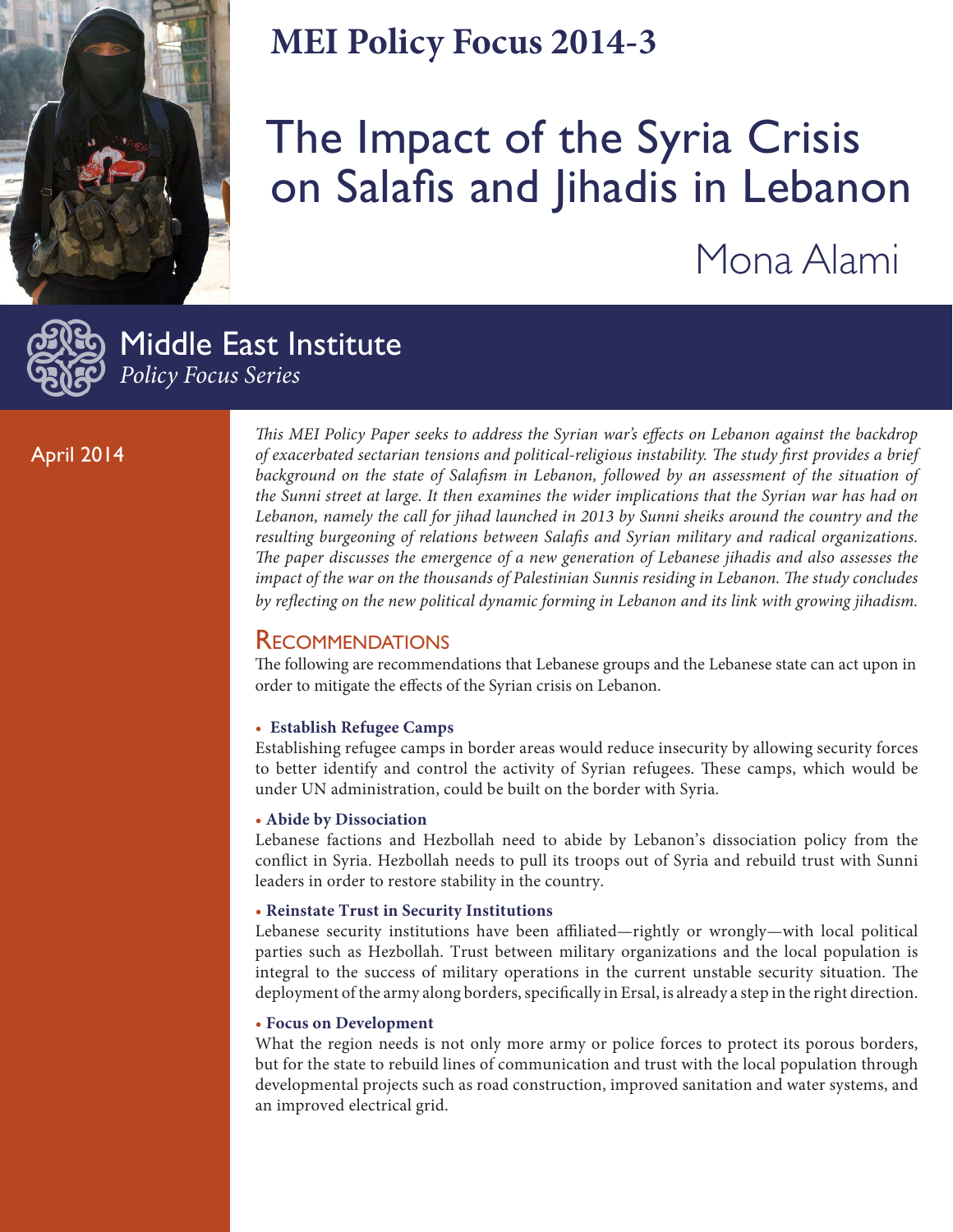# MEI Policy Focus 2014-3

# The Impact of the Syria Crisis on Salafis and Jihadis in Lebanon

Mona Alami

Middle East Institute

*Policy Focus Series*

April 2014

*This MEI Policy Paper seeks to address the Syrian war's effects on Lebanon against the backdrop of exacerbated sectarian tensions and political-religious instability. The study first provides a brief background on the state of Salafism in Lebanon, followed by an assessment of the situation of the Sunni street at large. It then examines the wider implications that the Syrian war has had on Lebanon, namely the call for jihad launched in 2013 by Sunni sheiks around the country and the resulting burgeoning of relations between Salafis and Syrian military and radical organizations. The paper discusses the emergence of a new generation of Lebanese jihadis and also assesses the impact of the war on the thousands of Palestinian Sunnis residing in Lebanon. The study concludes by reflecting on the new political dynamic forming in Lebanon and its link with growing jihadism.*

## Recommendations

The following are recommendations that Lebanese groups and the Lebanese state can act upon in order to mitigate the effects of the Syrian crisis on Lebanon.

- **Establish Refugee Camps**

Establishing refugee camps in border areas would reduce insecurity by allowing security forces to better identify and control the activity of Syrian refugees. These camps, which would be under UN administration, could be built on the border with Syria.

- **Abide by Dissociation**

Lebanese factions and Hezbollah need to abide by Lebanon's dissociation policy from the conflict in Syria. Hezbollah needs to pull its troops out of Syria and rebuild trust with Sunni leaders in order to restore stability in the country.

- **Reinstate Trust in Security Institutions**

Lebanese security institutions have been affiliated—rightly or wrongly—with local political parties such as Hezbollah. Trust between military organizations and the local population is integral to the success of military operations in the current unstable security situation. The deployment of the army along borders, specifically in Ersal, is already a step in the right direction.

- **Focus on Development**

What the region needs is not only more army or police forces to protect its porous borders, but for the state to rebuild lines of communication and trust with the local population through developmental projects such as road construction, improved sanitation and water systems, and an improved electrical grid.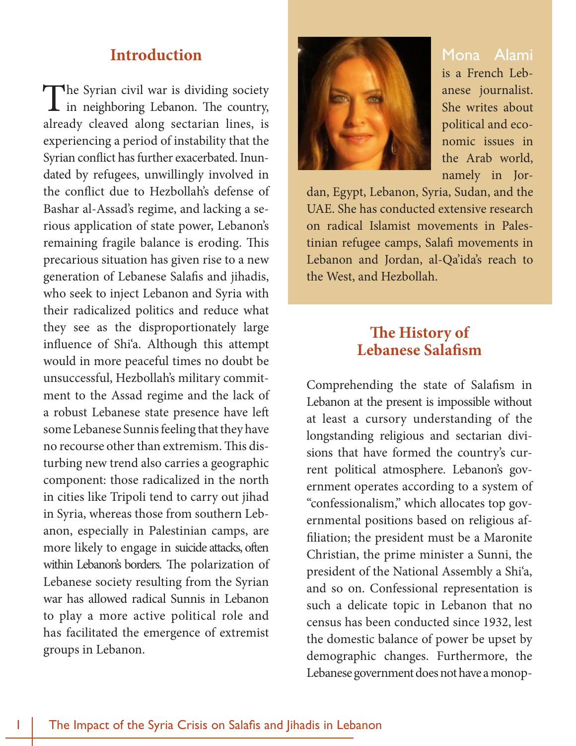## Introduction

The Syrian civil war is dividing society in neighboring Lebanon. The country, already cleaved along sectarian lines, is experiencing a period of instability that the Syrian conflict has further exacerbated. Inundated by refugees, unwillingly involved in the conflict due to Hezbollah's defense of Bashar al-Assad's regime, and lacking a serious application of state power, Lebanon's remaining fragile balance is eroding. This precarious situation has given rise to a new generation of Lebanese Salafis and jihadis, who seek to inject Lebanon and Syria with their radicalized politics and reduce what they see as the disproportionately large influence of Shi'a. Although this attempt would in more peaceful times no doubt be unsuccessful, Hezbollah's military commitment to the Assad regime and the lack of a robust Lebanese state presence have left some Lebanese Sunnis feeling that they have no recourse other than extremism. This disturbing new trend also carries a geographic component: those radicalized in the north in cities like Tripoli tend to carry out jihad in Syria, whereas those from southern Lebanon, especially in Palestinian camps, are more likely to engage in suicide attacks, often within Lebanon's borders. The polarization of Lebanese society resulting from the Syrian war has allowed radical Sunnis in Lebanon to play a more active political role and has facilitated the emergence of extremist groups in Lebanon.

Mona Alami is a French Lebanese journalist. She writes about political and economic issues in the Arab world, namely in Jordan, Egypt, Lebanon, Syria, Sudan, and the UAE. She has conducted extensive research on radical Islamist movements in Palestinian refugee camps, Salafi movements in Lebanon and Jordan, al-Qa'ida's reach to the West, and Hezbollah.

## The History of Lebanese Salafism

Comprehending the state of Salafism in Lebanon at the present is impossible without at least a cursory understanding of the longstanding religious and sectarian divisions that have formed the country's current political atmosphere. Lebanon's government operates according to a system of "confessionalism," which allocates top governmental positions based on religious affiliation; the president must be a Maronite Christian, the prime minister a Sunni, the president of the National Assembly a Shi'a, and so on. Confessional representation is such a delicate topic in Lebanon that no census has been conducted since 1932, lest the domestic balance of power be upset by demographic changes. Furthermore, the Lebanese government does not have a monop-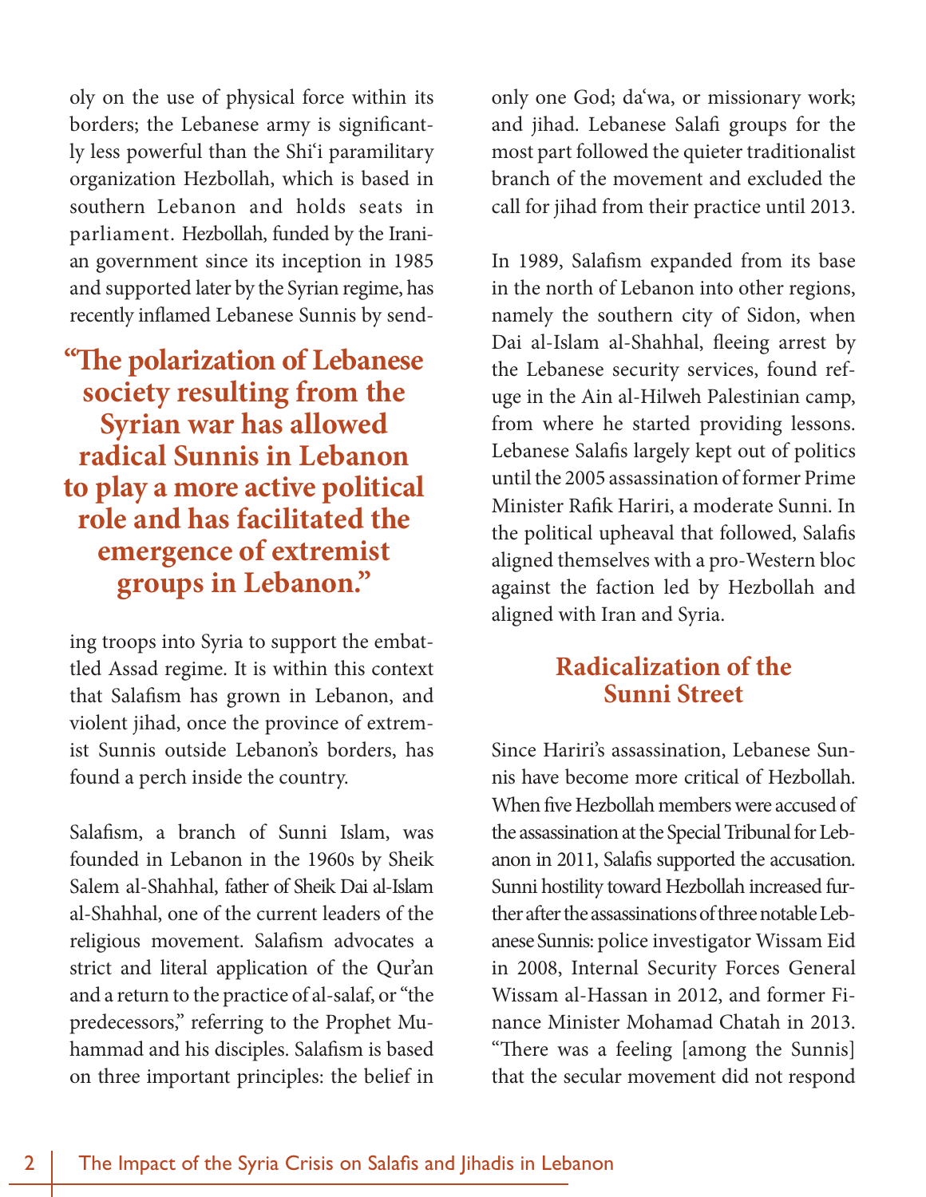oly on the use of physical force within its borders; the Lebanese army is significantly less powerful than the Shi'i paramilitary organization Hezbollah, which is based in southern Lebanon and holds seats in parliament. Hezbollah, funded by the Iranian government since its inception in 1985 and supported later by the Syrian regime, has recently inflamed Lebanese Sunnis by sending troops into Syria to support the embattled Assad regime. It is within this context that Salafism has grown in Lebanon, and violent jihad, once the province of extremist Sunnis outside Lebanon's borders, has found a perch inside the country.

> **"The polarization of Lebanese society resulting from the Syrian war has allowed radical Sunnis in Lebanon to play a more active political role and has facilitated the emergence of extremist groups in Lebanon."**

Salafism, a branch of Sunni Islam, was founded in Lebanon in the 1960s by Sheik Salem al-Shahhal, father of Sheik Dai al-Islam al-Shahhal, one of the current leaders of the religious movement. Salafism advocates a strict and literal application of the Qur'an and a return to the practice of al-salaf, or "the predecessors," referring to the Prophet Muhammad and his disciples. Salafism is based on three important principles: the belief in only one God; da'wa, or missionary work; and jihad. Lebanese Salafi groups for the most part followed the quieter traditionalist branch of the movement and excluded the call for jihad from their practice until 2013.

In 1989, Salafism expanded from its base in the north of Lebanon into other regions, namely the southern city of Sidon, when Dai al-Islam al-Shahhal, fleeing arrest by the Lebanese security services, found refuge in the Ain al-Hilweh Palestinian camp, from where he started providing lessons. Lebanese Salafis largely kept out of politics until the 2005 assassination of former Prime Minister Rafik Hariri, a moderate Sunni. In the political upheaval that followed, Salafis aligned themselves with a pro-Western bloc against the faction led by Hezbollah and aligned with Iran and Syria.

## Radicalization of the Sunni Street

Since Hariri's assassination, Lebanese Sunnis have become more critical of Hezbollah. When five Hezbollah members were accused of the assassination at the Special Tribunal for Lebanon in 2011, Salafis supported the accusation. Sunni hostility toward Hezbollah increased further after the assassinations of three notable Lebanese Sunnis: police investigator Wissam Eid in 2008, Internal Security Forces General Wissam al-Hassan in 2012, and former Finance Minister Mohamad Chatah in 2013. "There was a feeling [among the Sunnis] that the secular movement did not respond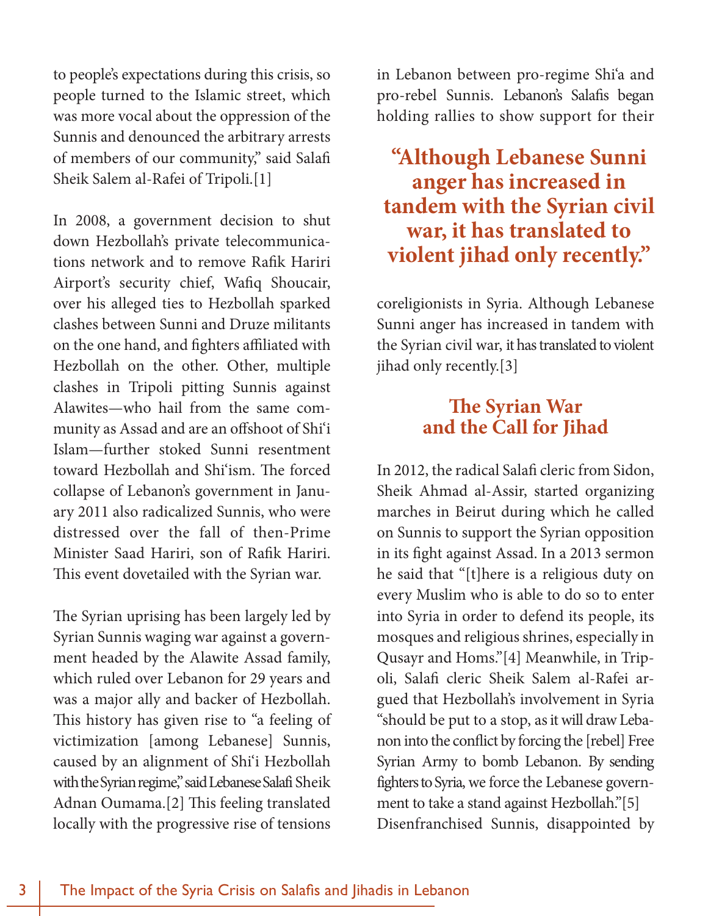to people's expectations during this crisis, so people turned to the Islamic street, which was more vocal about the oppression of the Sunnis and denounced the arbitrary arrests of members of our community," said Salafi Sheik Salem al-Rafei of Tripoli.[1]

In 2008, a government decision to shut down Hezbollah's private telecommunications network and to remove Rafik Hariri Airport's security chief, Wafiq Shoucair, over his alleged ties to Hezbollah sparked clashes between Sunni and Druze militants on the one hand, and fighters affiliated with Hezbollah on the other. Other, multiple clashes in Tripoli pitting Sunnis against Alawites—who hail from the same community as Assad and are an offshoot of Shi'i Islam—further stoked Sunni resentment toward Hezbollah and Shi'ism. The forced collapse of Lebanon's government in January 2011 also radicalized Sunnis, who were distressed over the fall of then-Prime Minister Saad Hariri, son of Rafik Hariri. This event dovetailed with the Syrian war.

The Syrian uprising has been largely led by Syrian Sunnis waging war against a government headed by the Alawite Assad family, which ruled over Lebanon for 29 years and was a major ally and backer of Hezbollah. This history has given rise to "a feeling of victimization [among Lebanese] Sunnis, caused by an alignment of Shi'i Hezbollah with the Syrian regime," said Lebanese Salafi Sheik Adnan Oumama.[2] This feeling translated locally with the progressive rise of tensions in Lebanon between pro-regime Shi'a and pro-rebel Sunnis. Lebanon's Salafis began holding rallies to show support for their coreligionists in Syria. Although Lebanese Sunni anger has increased in tandem with the Syrian civil war, it has translated to violent jihad only recently.[3]

> **"Although Lebanese Sunni anger has increased in tandem with the Syrian civil war, it has translated to violent jihad only recently."**

## The Syrian War and the Call for Jihad

In 2012, the radical Salafi cleric from Sidon, Sheik Ahmad al-Assir, started organizing marches in Beirut during which he called on Sunnis to support the Syrian opposition in its fight against Assad. In a 2013 sermon he said that "[t]here is a religious duty on every Muslim who is able to do so to enter into Syria in order to defend its people, its mosques and religious shrines, especially in Qusayr and Homs."[4] Meanwhile, in Tripoli, Salafi cleric Sheik Salem al-Rafei argued that Hezbollah's involvement in Syria "should be put to a stop, as it will draw Lebanon into the conflict by forcing the [rebel] Free Syrian Army to bomb Lebanon. By sending fighters to Syria, we force the Lebanese government to take a stand against Hezbollah."[5] Disenfranchised Sunnis, disappointed by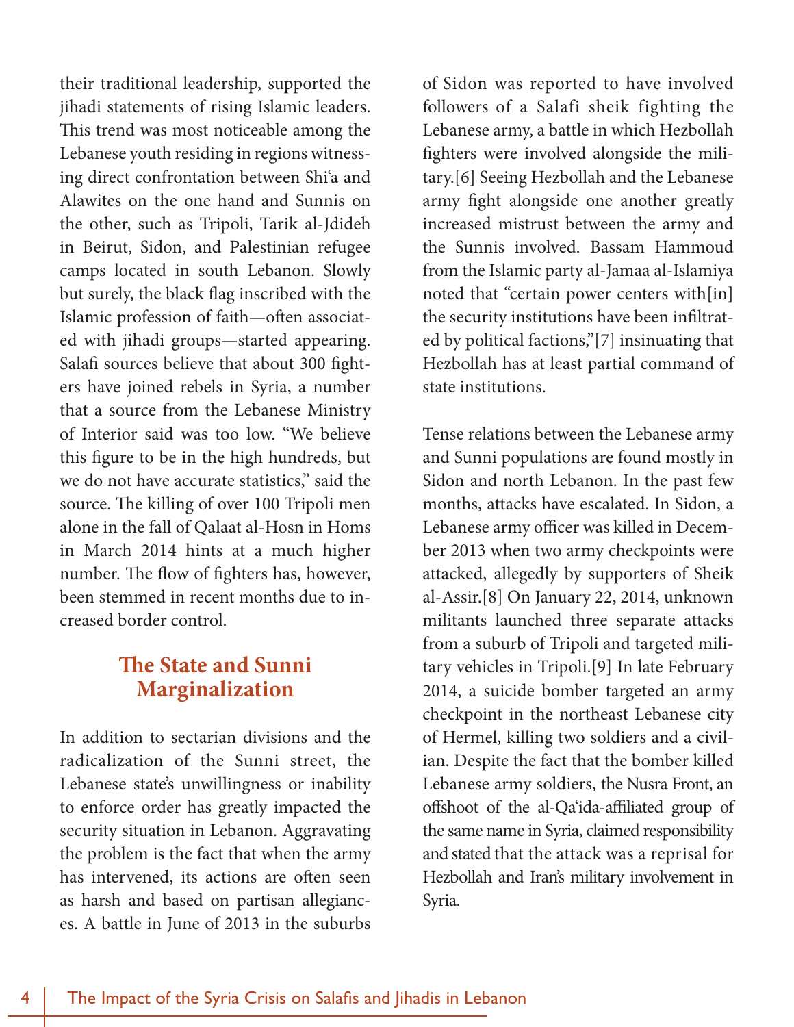their traditional leadership, supported the jihadi statements of rising Islamic leaders. This trend was most noticeable among the Lebanese youth residing in regions witnessing direct confrontation between Shi'a and Alawites on the one hand and Sunnis on the other, such as Tripoli, Tarik al-Jdideh in Beirut, Sidon, and Palestinian refugee camps located in south Lebanon. Slowly but surely, the black flag inscribed with the Islamic profession of faith—often associated with jihadi groups—started appearing. Salafi sources believe that about 300 fighters have joined rebels in Syria, a number that a source from the Lebanese Ministry of Interior said was too low. "We believe this figure to be in the high hundreds, but we do not have accurate statistics," said the source. The killing of over 100 Tripoli men alone in the fall of Qalaat al-Hosn in Homs in March 2014 hints at a much higher number. The flow of fighters has, however, been stemmed in recent months due to increased border control.

## The State and Sunni Marginalization

In addition to sectarian divisions and the radicalization of the Sunni street, the Lebanese state's unwillingness or inability to enforce order has greatly impacted the security situation in Lebanon. Aggravating the problem is the fact that when the army has intervened, its actions are often seen as harsh and based on partisan allegiances. A battle in June of 2013 in the suburbs of Sidon was reported to have involved followers of a Salafi sheik fighting the Lebanese army, a battle in which Hezbollah fighters were involved alongside the military.[6] Seeing Hezbollah and the Lebanese army fight alongside one another greatly increased mistrust between the army and the Sunnis involved. Bassam Hammoud from the Islamic party al-Jamaa al-Islamiya noted that "certain power centers with[in] the security institutions have been infiltrated by political factions,"[7] insinuating that Hezbollah has at least partial command of state institutions.

Tense relations between the Lebanese army and Sunni populations are found mostly in Sidon and north Lebanon. In the past few months, attacks have escalated. In Sidon, a Lebanese army officer was killed in December 2013 when two army checkpoints were attacked, allegedly by supporters of Sheik al-Assir.[8] On January 22, 2014, unknown militants launched three separate attacks from a suburb of Tripoli and targeted military vehicles in Tripoli.[9] In late February 2014, a suicide bomber targeted an army checkpoint in the northeast Lebanese city of Hermel, killing two soldiers and a civilian. Despite the fact that the bomber killed Lebanese army soldiers, the Nusra Front, an offshoot of the al-Qa'ida-affiliated group of the same name in Syria, claimed responsibility and stated that the attack was a reprisal for Hezbollah and Iran's military involvement in Syria.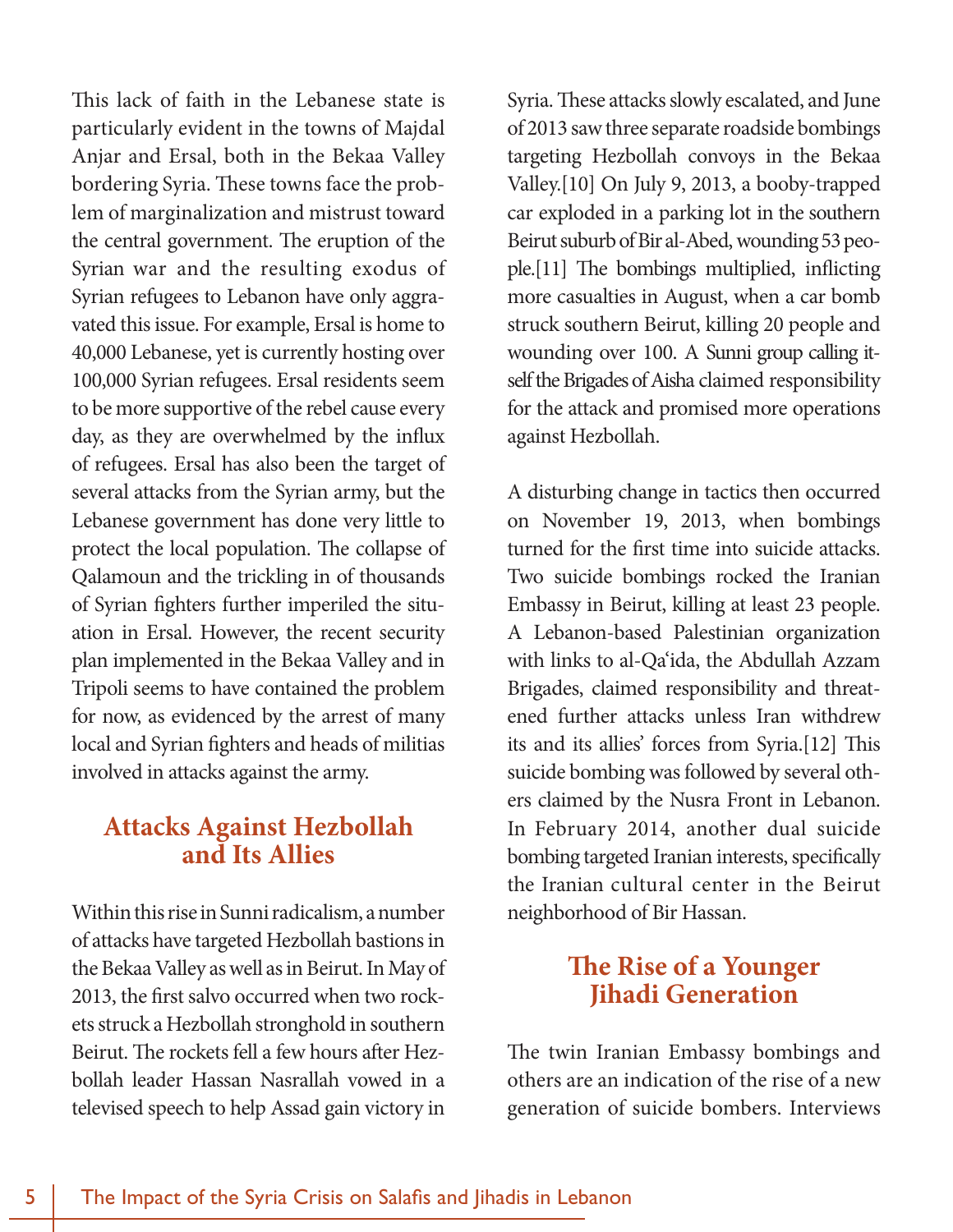This lack of faith in the Lebanese state is particularly evident in the towns of Majdal Anjar and Ersal, both in the Bekaa Valley bordering Syria. These towns face the problem of marginalization and mistrust toward the central government. The eruption of the Syrian war and the resulting exodus of Syrian refugees to Lebanon have only aggravated this issue. For example, Ersal is home to 40,000 Lebanese, yet is currently hosting over 100,000 Syrian refugees. Ersal residents seem to be more supportive of the rebel cause every day, as they are overwhelmed by the influx of refugees. Ersal has also been the target of several attacks from the Syrian army, but the Lebanese government has done very little to protect the local population. The collapse of Qalamoun and the trickling in of thousands of Syrian fighters further imperiled the situation in Ersal. However, the recent security plan implemented in the Bekaa Valley and in Tripoli seems to have contained the problem for now, as evidenced by the arrest of many local and Syrian fighters and heads of militias involved in attacks against the army.

## Attacks Against Hezbollah and Its Allies

Within this rise in Sunni radicalism, a number of attacks have targeted Hezbollah bastions in the Bekaa Valley as well as in Beirut. In May of 2013, the first salvo occurred when two rockets struck a Hezbollah stronghold in southern Beirut. The rockets fell a few hours after Hezbollah leader Hassan Nasrallah vowed in a televised speech to help Assad gain victory in Syria. These attacks slowly escalated, and June of 2013 saw three separate roadside bombings targeting Hezbollah convoys in the Bekaa Valley.[10] On July 9, 2013, a booby-trapped car exploded in a parking lot in the southern Beirut suburb of Bir al-Abed, wounding 53 people.[11] The bombings multiplied, inflicting more casualties in August, when a car bomb struck southern Beirut, killing 20 people and wounding over 100. A Sunni group calling itself the Brigades of Aisha claimed responsibility for the attack and promised more operations against Hezbollah.

A disturbing change in tactics then occurred on November 19, 2013, when bombings turned for the first time into suicide attacks. Two suicide bombings rocked the Iranian Embassy in Beirut, killing at least 23 people. A Lebanon-based Palestinian organization with links to al-Qa'ida, the Abdullah Azzam Brigades, claimed responsibility and threatened further attacks unless Iran withdrew its and its allies' forces from Syria.[12] This suicide bombing was followed by several others claimed by the Nusra Front in Lebanon. In February 2014, another dual suicide bombing targeted Iranian interests, specifically the Iranian cultural center in the Beirut neighborhood of Bir Hassan.

## The Rise of a Younger Jihadi Generation

The twin Iranian Embassy bombings and others are an indication of the rise of a new generation of suicide bombers. Interviews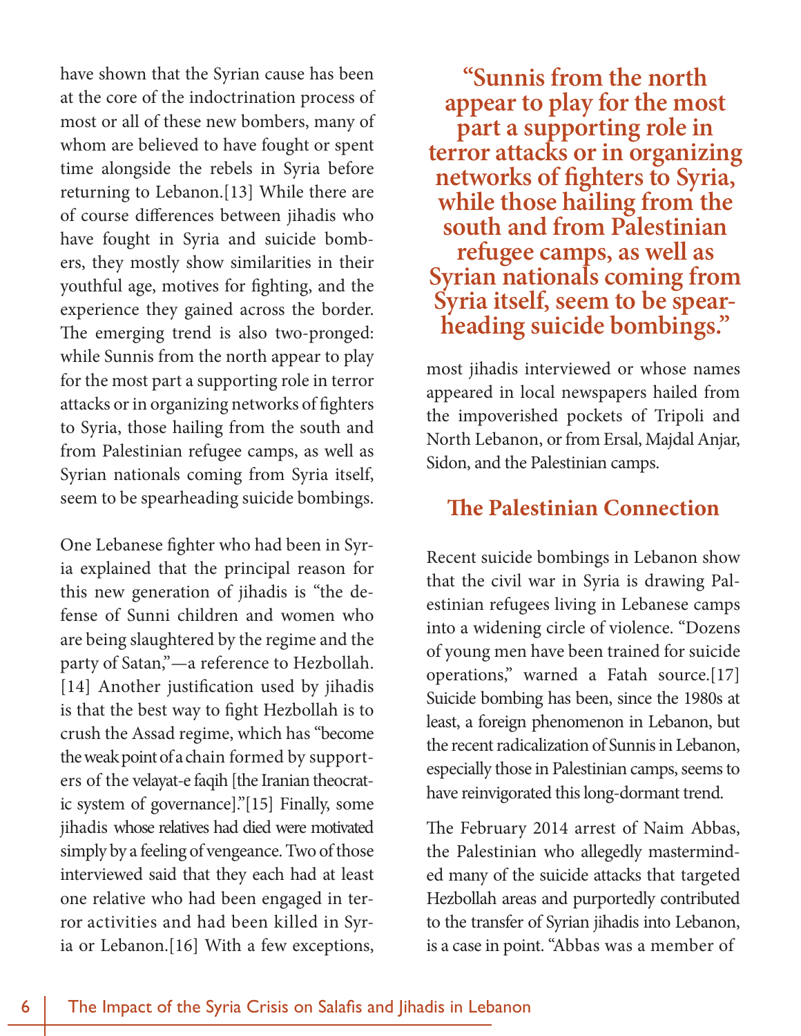have shown that the Syrian cause has been at the core of the indoctrination process of most or all of these new bombers, many of whom are believed to have fought or spent time alongside the rebels in Syria before returning to Lebanon.[13] While there are of course differences between jihadis who have fought in Syria and suicide bombers, they mostly show similarities in their youthful age, motives for fighting, and the experience they gained across the border. The emerging trend is also two-pronged: while Sunnis from the north appear to play for the most part a supporting role in terror attacks or in organizing networks of fighters to Syria, those hailing from the south and from Palestinian refugee camps, as well as Syrian nationals coming from Syria itself, seem to be spearheading suicide bombings.

One Lebanese fighter who had been in Syria explained that the principal reason for this new generation of jihadis is "the defense of Sunni children and women who are being slaughtered by the regime and the party of Satan,"—a reference to Hezbollah.[14] Another justification used by jihadis is that the best way to fight Hezbollah is to crush the Assad regime, which has "become the weak point of a chain formed by supporters of the velayat-e faqih [the Iranian theocratic system of governance]."[15] Finally, some jihadis whose relatives had died were motivated simply by a feeling of vengeance. Two of those interviewed said that they each had at least one relative who had been engaged in terror activities and had been killed in Syria or Lebanon.[16] With a few exceptions, most jihadis interviewed or whose names appeared in local newspapers hailed from the impoverished pockets of Tripoli and North Lebanon, or from Ersal, Majdal Anjar, Sidon, and the Palestinian camps.

**"Sunnis from the north appear to play for the most part a supporting role in terror attacks or in organizing networks of fighters to Syria, while those hailing from the south and from Palestinian refugee camps, as well as Syrian nationals coming from Syria itself, seem to be spearheading suicide bombings."**

## The Palestinian Connection

Recent suicide bombings in Lebanon show that the civil war in Syria is drawing Palestinian refugees living in Lebanese camps into a widening circle of violence. "Dozens of young men have been trained for suicide operations," warned a Fatah source.[17] Suicide bombing has been, since the 1980s at least, a foreign phenomenon in Lebanon, but the recent radicalization of Sunnis in Lebanon, especially those in Palestinian camps, seems to have reinvigorated this long-dormant trend.

The February 2014 arrest of Naim Abbas, the Palestinian who allegedly masterminded many of the suicide attacks that targeted Hezbollah areas and purportedly contributed to the transfer of Syrian jihadis into Lebanon, is a case in point. "Abbas was a member of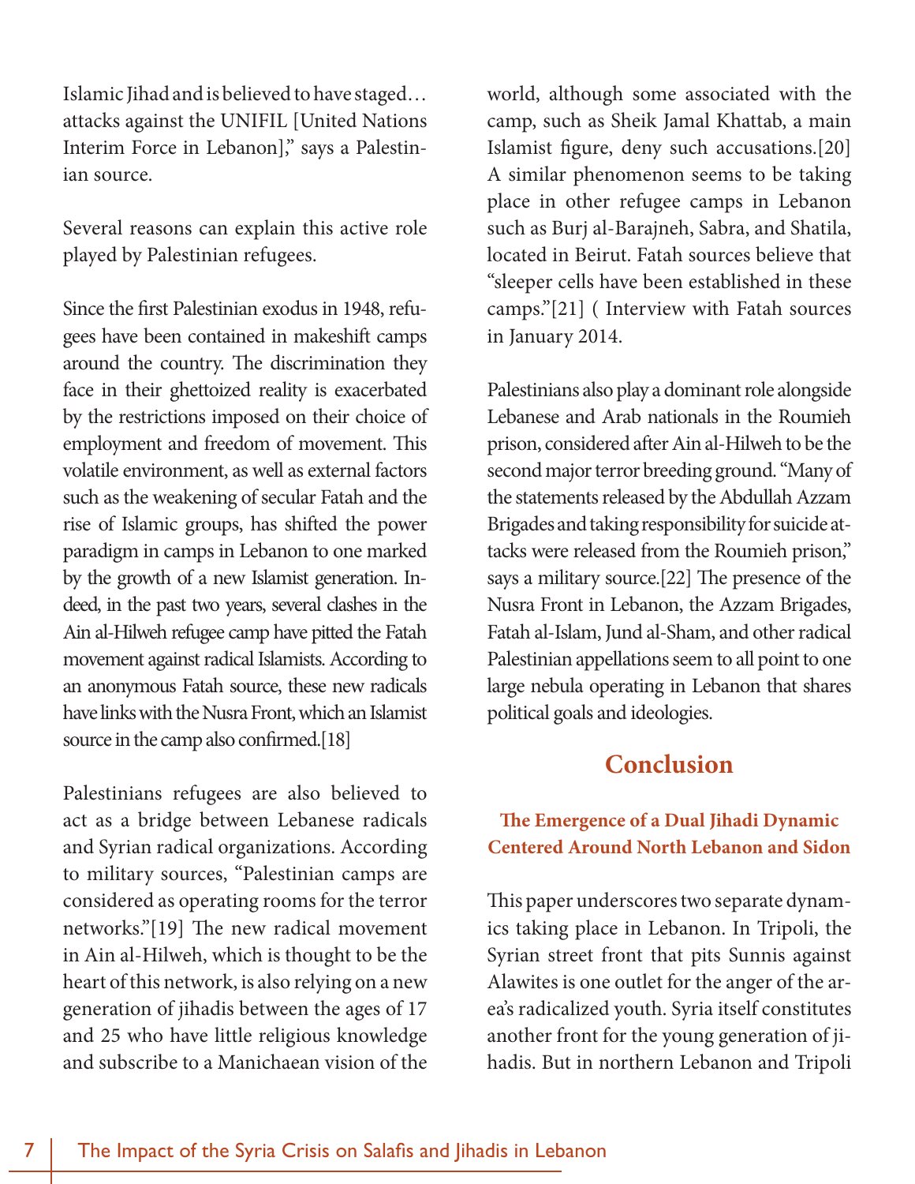Islamic Jihad and is believed to have staged… attacks against the UNIFIL [United Nations Interim Force in Lebanon]," says a Palestinian source.

Several reasons can explain this active role played by Palestinian refugees.

Since the first Palestinian exodus in 1948, refugees have been contained in makeshift camps around the country. The discrimination they face in their ghettoized reality is exacerbated by the restrictions imposed on their choice of employment and freedom of movement. This volatile environment, as well as external factors such as the weakening of secular Fatah and the rise of Islamic groups, has shifted the power paradigm in camps in Lebanon to one marked by the growth of a new Islamist generation. Indeed, in the past two years, several clashes in the Ain al-Hilweh refugee camp have pitted the Fatah movement against radical Islamists. According to an anonymous Fatah source, these new radicals have links with the Nusra Front, which an Islamist source in the camp also confirmed.[18]

Palestinians refugees are also believed to act as a bridge between Lebanese radicals and Syrian radical organizations. According to military sources, "Palestinian camps are considered as operating rooms for the terror networks."[19] The new radical movement in Ain al-Hilweh, which is thought to be the heart of this network, is also relying on a new generation of jihadis between the ages of 17 and 25 who have little religious knowledge and subscribe to a Manichaean vision of the world, although some associated with the camp, such as Sheik Jamal Khattab, a main Islamist figure, deny such accusations.[20] A similar phenomenon seems to be taking place in other refugee camps in Lebanon such as Burj al-Barajneh, Sabra, and Shatila, located in Beirut. Fatah sources believe that "sleeper cells have been established in these camps."[21] ( Interview with Fatah sources in January 2014.

Palestinians also play a dominant role alongside Lebanese and Arab nationals in the Roumieh prison, considered after Ain al-Hilweh to be the second major terror breeding ground. "Many of the statements released by the Abdullah Azzam Brigades and taking responsibility for suicide attacks were released from the Roumieh prison," says a military source.[22] The presence of the Nusra Front in Lebanon, the Azzam Brigades, Fatah al-Islam, Jund al-Sham, and other radical Palestinian appellations seem to all point to one large nebula operating in Lebanon that shares political goals and ideologies.

## Conclusion

### The Emergence of a Dual Jihadi Dynamic Centered Around North Lebanon and Sidon

This paper underscores two separate dynamics taking place in Lebanon. In Tripoli, the Syrian street front that pits Sunnis against Alawites is one outlet for the anger of the area's radicalized youth. Syria itself constitutes another front for the young generation of jihadis. But in northern Lebanon and Tripoli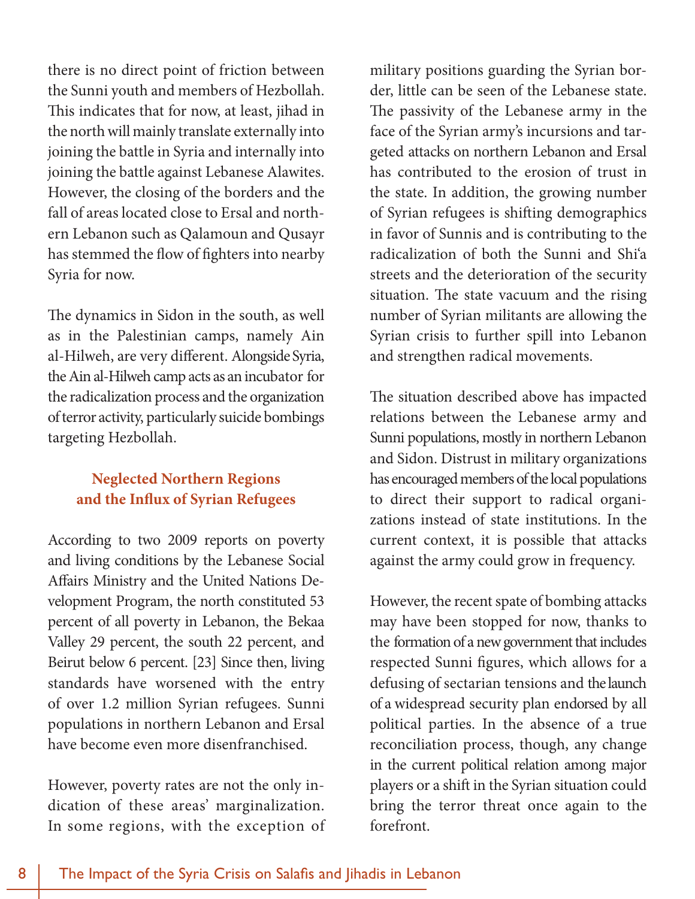there is no direct point of friction between the Sunni youth and members of Hezbollah. This indicates that for now, at least, jihad in the north will mainly translate externally into joining the battle in Syria and internally into joining the battle against Lebanese Alawites. However, the closing of the borders and the fall of areas located close to Ersal and northern Lebanon such as Qalamoun and Qusayr has stemmed the flow of fighters into nearby Syria for now.

The dynamics in Sidon in the south, as well as in the Palestinian camps, namely Ain al-Hilweh, are very different. Alongside Syria, the Ain al-Hilweh camp acts as an incubator for the radicalization process and the organization of terror activity, particularly suicide bombings targeting Hezbollah.

## Neglected Northern Regions and the Influx of Syrian Refugees

According to two 2009 reports on poverty and living conditions by the Lebanese Social Affairs Ministry and the United Nations Development Program, the north constituted 53 percent of all poverty in Lebanon, the Bekaa Valley 29 percent, the south 22 percent, and Beirut below 6 percent. [23] Since then, living standards have worsened with the entry of over 1.2 million Syrian refugees. Sunni populations in northern Lebanon and Ersal have become even more disenfranchised.

However, poverty rates are not the only indication of these areas' marginalization. In some regions, with the exception of military positions guarding the Syrian border, little can be seen of the Lebanese state. The passivity of the Lebanese army in the face of the Syrian army's incursions and targeted attacks on northern Lebanon and Ersal has contributed to the erosion of trust in the state. In addition, the growing number of Syrian refugees is shifting demographics in favor of Sunnis and is contributing to the radicalization of both the Sunni and Shi'a streets and the deterioration of the security situation. The state vacuum and the rising number of Syrian militants are allowing the Syrian crisis to further spill into Lebanon and strengthen radical movements.

The situation described above has impacted relations between the Lebanese army and Sunni populations, mostly in northern Lebanon and Sidon. Distrust in military organizations has encouraged members of the local populations to direct their support to radical organizations instead of state institutions. In the current context, it is possible that attacks against the army could grow in frequency.

However, the recent spate of bombing attacks may have been stopped for now, thanks to the formation of a new government that includes respected Sunni figures, which allows for a defusing of sectarian tensions and the launch of a widespread security plan endorsed by all political parties. In the absence of a true reconciliation process, though, any change in the current political relation among major players or a shift in the Syrian situation could bring the terror threat once again to the forefront.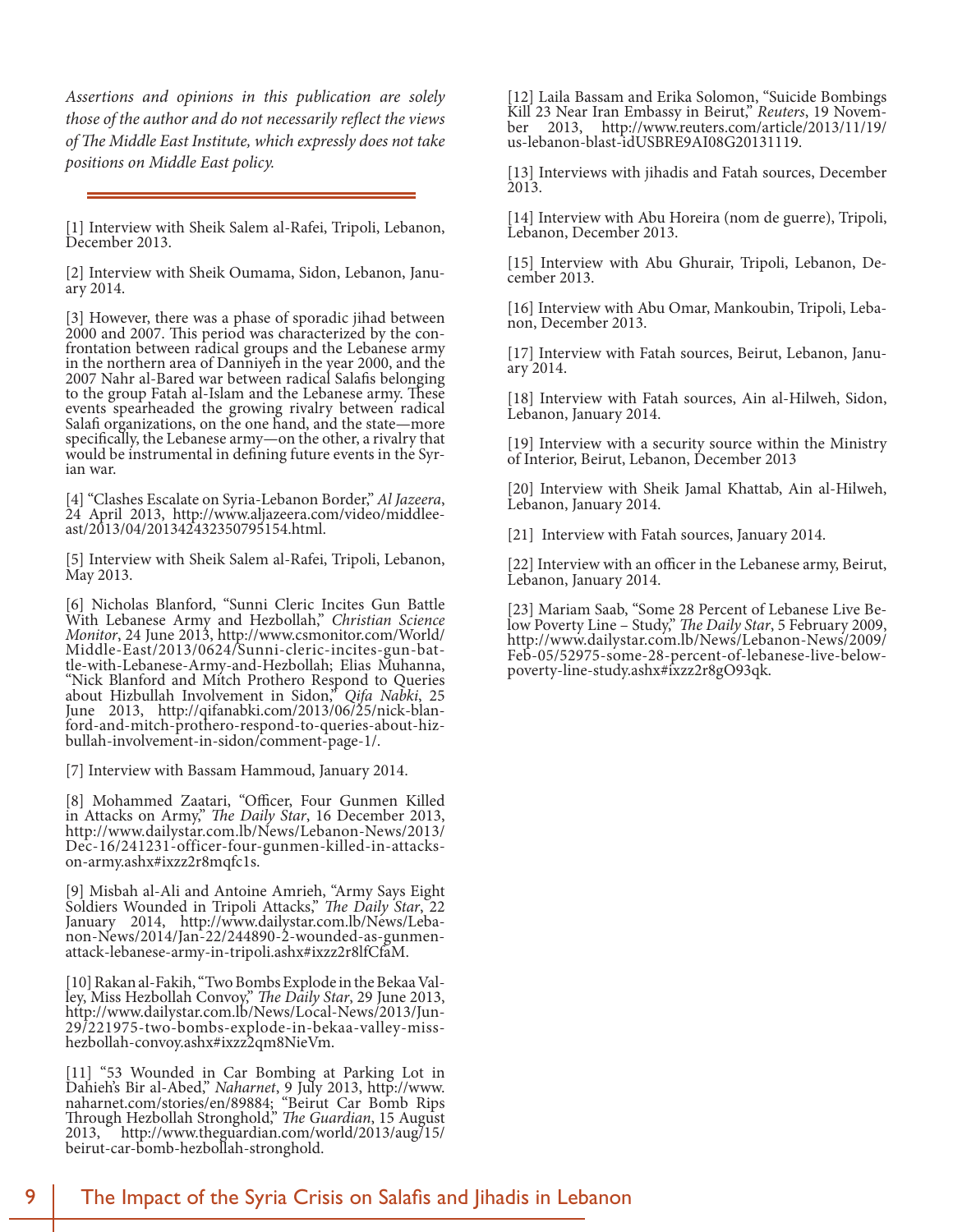*Assertions and opinions in this publication are solely those of the author and do not necessarily reflect the views of The Middle East Institute, which expressly does not take positions on Middle East policy.*

---

[1] Interview with Sheik Salem al-Rafei, Tripoli, Lebanon, December 2013.

[2] Interview with Sheik Oumama, Sidon, Lebanon, January 2014.

[3] However, there was a phase of sporadic jihad between 2000 and 2007. This period was characterized by the confrontation between radical groups and the Lebanese army in the northern area of Danniyeh in the year 2000, and the 2007 Nahr al-Bared war between radical Salafis belonging to the group Fatah al-Islam and the Lebanese army. These events spearheaded the growing rivalry between radical Salafi organizations, on the one hand, and the state—more specifically, the Lebanese army—on the other, a rivalry that would be instrumental in defining future events in the Syrian war.

[4] "Clashes Escalate on Syria-Lebanon Border," *Al Jazeera*, 24 April 2013, http://www.aljazeera.com/video/middleeast/2013/04/201342432350795154.html.

[5] Interview with Sheik Salem al-Rafei, Tripoli, Lebanon, May 2013.

[6] Nicholas Blanford, "Sunni Cleric Incites Gun Battle With Lebanese Army and Hezbollah," *Christian Science Monitor*, 24 June 2013, http://www.csmonitor.com/World/Middle-East/2013/0624/Sunni-cleric-incites-gun-battle-with-Lebanese-Army-and-Hezbollah; Elias Muhanna, "Nick Blanford and Mitch Prothero Respond to Queries about Hizbullah Involvement in Sidon," *Qifa Nabki*, 25 June 2013, http://qifanabki.com/2013/06/25/nick-blanford-and-mitch-prothero-respond-to-queries-about-hizbullah-involvement-in-sidon/comment-page-1/.

[7] Interview with Bassam Hammoud, January 2014.

[8] Mohammed Zaatari, "Officer, Four Gunmen Killed in Attacks on Army," *The Daily Star*, 16 December 2013, http://www.dailystar.com.lb/News/Lebanon-News/2013/Dec-16/241231-officer-four-gunmen-killed-in-attacks-on-army.ashx#ixzz2r8mqfc1s.

[9] Misbah al-Ali and Antoine Amrieh, "Army Says Eight Soldiers Wounded in Tripoli Attacks," *The Daily Star*, 22 January 2014, http://www.dailystar.com.lb/News/Lebanon-News/2014/Jan-22/244890-2-wounded-as-gunmen-attack-lebanese-army-in-tripoli.ashx#ixzz2r8lfCfaM.

[10] Rakan al-Fakih, "Two Bombs Explode in the Bekaa Valley, Miss Hezbollah Convoy," *The Daily Star*, 29 June 2013, http://www.dailystar.com.lb/News/Local-News/2013/Jun-29/221975-two-bombs-explode-in-bekaa-valley-miss-hezbollah-convoy.ashx#ixzz2qm8NieVm.

[11] "53 Wounded in Car Bombing at Parking Lot in Dahieh's Bir al-Abed," *Naharnet*, 9 July 2013, http://www.naharnet.com/stories/en/89884; "Beirut Car Bomb Rips Through Hezbollah Stronghold," *The Guardian*, 15 August 2013, http://www.theguardian.com/world/2013/aug/15/beirut-car-bomb-hezbollah-stronghold.

[12] Laila Bassam and Erika Solomon, "Suicide Bombings Kill 23 Near Iran Embassy in Beirut," *Reuters*, 19 November 2013, http://www.reuters.com/article/2013/11/19/us-lebanon-blast-idUSBRE9AI08G20131119.

[13] Interviews with jihadis and Fatah sources, December 2013.

[14] Interview with Abu Horeira (nom de guerre), Tripoli, Lebanon, December 2013.

[15] Interview with Abu Ghurair, Tripoli, Lebanon, December 2013.

[16] Interview with Abu Omar, Mankoubin, Tripoli, Lebanon, December 2013.

[17] Interview with Fatah sources, Beirut, Lebanon, January 2014.

[18] Interview with Fatah sources, Ain al-Hilweh, Sidon, Lebanon, January 2014.

[19] Interview with a security source within the Ministry of Interior, Beirut, Lebanon, December 2013

[20] Interview with Sheik Jamal Khattab, Ain al-Hilweh, Lebanon, January 2014.

[21] Interview with Fatah sources, January 2014.

[22] Interview with an officer in the Lebanese army, Beirut, Lebanon, January 2014.

[23] Mariam Saab, "Some 28 Percent of Lebanese Live Below Poverty Line – Study," *The Daily Star*, 5 February 2009, http://www.dailystar.com.lb/News/Lebanon-News/2009/Feb-05/52975-some-28-percent-of-lebanese-live-below-poverty-line-study.ashx#ixzz2r8gO93qk.